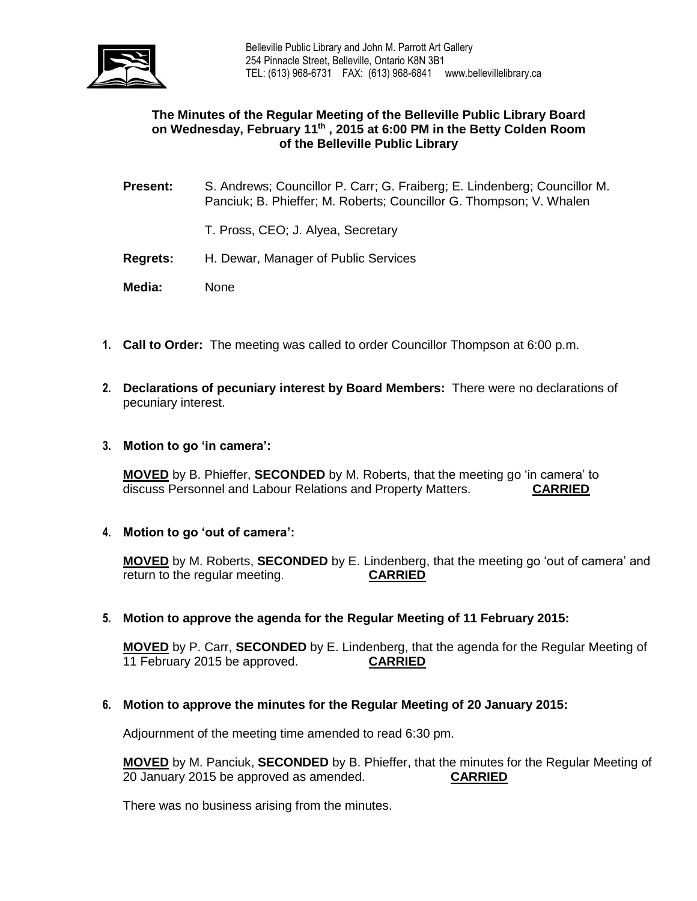Belleville Public Library and John M. Parrott Art Gallery
254 Pinnacle Street, Belleville, Ontario K8N 3B1
TEL: (613) 968-6731 FAX: (613) 968-6841 www.bellevillelibrary.ca

**The Minutes of the Regular Meeting of the Belleville Public Library Board on Wednesday, February 11th , 2015 at 6:00 PM in the Betty Colden Room of the Belleville Public Library**

**Present:** S. Andrews; Councillor P. Carr; G. Fraiberg; E. Lindenberg; Councillor M. Panciuk; B. Phieffer; M. Roberts; Councillor G. Thompson; V. Whalen

T. Pross, CEO; J. Alyea, Secretary

**Regrets:** H. Dewar, Manager of Public Services

**Media:** None

1. **Call to Order:** The meeting was called to order Councillor Thompson at 6:00 p.m.

2. **Declarations of pecuniary interest by Board Members:** There were no declarations of pecuniary interest.

3. **Motion to go 'in camera':**

   **MOVED** by B. Phieffer, **SECONDED** by M. Roberts, that the meeting go 'in camera' to discuss Personnel and Labour Relations and Property Matters. **CARRIED**

4. **Motion to go 'out of camera':**

   **MOVED** by M. Roberts, **SECONDED** by E. Lindenberg, that the meeting go 'out of camera' and return to the regular meeting. **CARRIED**

5. **Motion to approve the agenda for the Regular Meeting of 11 February 2015:**

   **MOVED** by P. Carr, **SECONDED** by E. Lindenberg, that the agenda for the Regular Meeting of 11 February 2015 be approved. **CARRIED**

6. **Motion to approve the minutes for the Regular Meeting of 20 January 2015:**

   Adjournment of the meeting time amended to read 6:30 pm.

   **MOVED** by M. Panciuk, **SECONDED** by B. Phieffer, that the minutes for the Regular Meeting of 20 January 2015 be approved as amended. **CARRIED**

   There was no business arising from the minutes.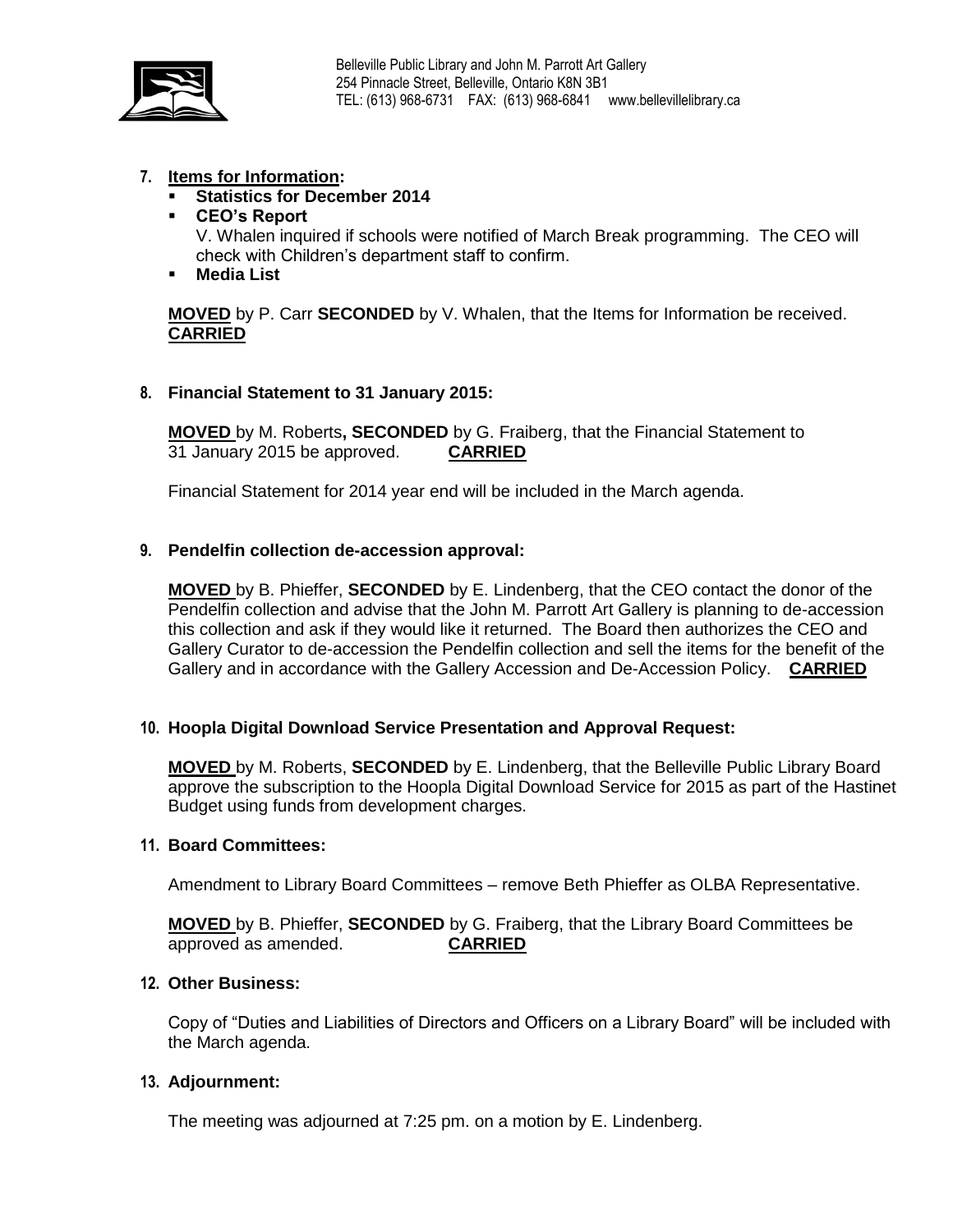**7. Items for Information:**

- **Statistics for December 2014**
- **CEO's Report**
  V. Whalen inquired if schools were notified of March Break programming. The CEO will check with Children's department staff to confirm.
- **Media List**

**MOVED** by P. Carr **SECONDED** by V. Whalen, that the Items for Information be received. **CARRIED**

**8. Financial Statement to 31 January 2015:**

**MOVED** by M. Roberts**, SECONDED** by G. Fraiberg, that the Financial Statement to 31 January 2015 be approved. **CARRIED**

Financial Statement for 2014 year end will be included in the March agenda.

**9. Pendelfin collection de-accession approval:**

**MOVED** by B. Phieffer, **SECONDED** by E. Lindenberg, that the CEO contact the donor of the Pendelfin collection and advise that the John M. Parrott Art Gallery is planning to de-accession this collection and ask if they would like it returned. The Board then authorizes the CEO and Gallery Curator to de-accession the Pendelfin collection and sell the items for the benefit of the Gallery and in accordance with the Gallery Accession and De-Accession Policy. **CARRIED**

**10. Hoopla Digital Download Service Presentation and Approval Request:**

**MOVED** by M. Roberts, **SECONDED** by E. Lindenberg, that the Belleville Public Library Board approve the subscription to the Hoopla Digital Download Service for 2015 as part of the Hastinet Budget using funds from development charges.

**11. Board Committees:**

Amendment to Library Board Committees – remove Beth Phieffer as OLBA Representative.

**MOVED** by B. Phieffer, **SECONDED** by G. Fraiberg, that the Library Board Committees be approved as amended. **CARRIED**

**12. Other Business:**

Copy of "Duties and Liabilities of Directors and Officers on a Library Board" will be included with the March agenda.

**13. Adjournment:**

The meeting was adjourned at 7:25 pm. on a motion by E. Lindenberg.